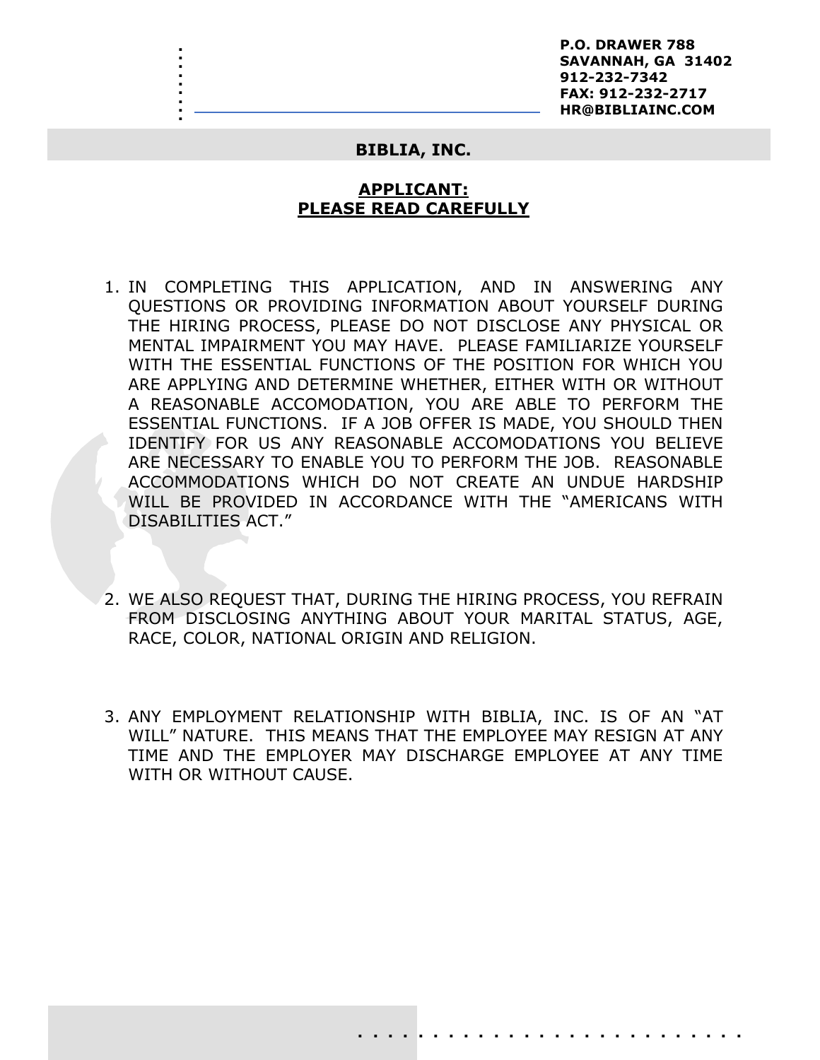P.O. DRAWER 788
SAVANNAH, GA 31402
912-232-7342
FAX: 912-232-2717
HR@BIBLIAINC.COM

# BIBLIA, INC.

## APPLICANT:
## PLEASE READ CAREFULLY

1. IN COMPLETING THIS APPLICATION, AND IN ANSWERING ANY QUESTIONS OR PROVIDING INFORMATION ABOUT YOURSELF DURING THE HIRING PROCESS, PLEASE DO NOT DISCLOSE ANY PHYSICAL OR MENTAL IMPAIRMENT YOU MAY HAVE. PLEASE FAMILIARIZE YOURSELF WITH THE ESSENTIAL FUNCTIONS OF THE POSITION FOR WHICH YOU ARE APPLYING AND DETERMINE WHETHER, EITHER WITH OR WITHOUT A REASONABLE ACCOMODATION, YOU ARE ABLE TO PERFORM THE ESSENTIAL FUNCTIONS. IF A JOB OFFER IS MADE, YOU SHOULD THEN IDENTIFY FOR US ANY REASONABLE ACCOMODATIONS YOU BELIEVE ARE NECESSARY TO ENABLE YOU TO PERFORM THE JOB. REASONABLE ACCOMMODATIONS WHICH DO NOT CREATE AN UNDUE HARDSHIP WILL BE PROVIDED IN ACCORDANCE WITH THE "AMERICANS WITH DISABILITIES ACT."

2. WE ALSO REQUEST THAT, DURING THE HIRING PROCESS, YOU REFRAIN FROM DISCLOSING ANYTHING ABOUT YOUR MARITAL STATUS, AGE, RACE, COLOR, NATIONAL ORIGIN AND RELIGION.

3. ANY EMPLOYMENT RELATIONSHIP WITH BIBLIA, INC. IS OF AN "AT WILL" NATURE. THIS MEANS THAT THE EMPLOYEE MAY RESIGN AT ANY TIME AND THE EMPLOYER MAY DISCHARGE EMPLOYEE AT ANY TIME WITH OR WITHOUT CAUSE.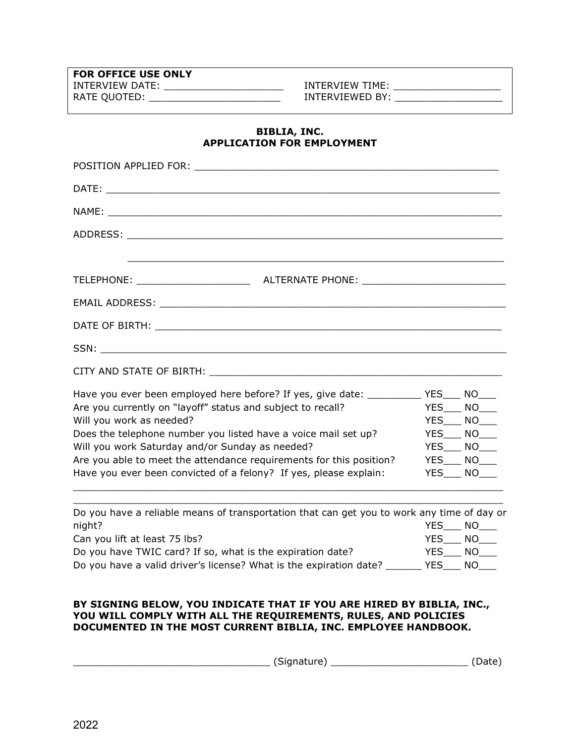**FOR OFFICE USE ONLY**

INTERVIEW DATE: ____________________ INTERVIEW TIME: __________________

RATE QUOTED: ______________________ INTERVIEWED BY: _________________

**BIBLIA, INC.**
**APPLICATION FOR EMPLOYMENT**

POSITION APPLIED FOR: ____________________________________________________

DATE: ____________________________________________________________________

NAME: ____________________________________________________________________

ADDRESS: _________________________________________________________________

_________________________________________________________________

TELEPHONE: ____________________ ALTERNATE PHONE: _________________________

EMAIL ADDRESS: ___________________________________________________________

DATE OF BIRTH: ___________________________________________________________

SSN: _____________________________________________________________________

CITY AND STATE OF BIRTH: __________________________________________________

Have you ever been employed here before? If yes, give date: _________ YES___ NO___

Are you currently on "layoff" status and subject to recall? YES___ NO___

Will you work as needed? YES___ NO___

Does the telephone number you listed have a voice mail set up? YES___ NO___

Will you work Saturday and/or Sunday as needed? YES___ NO___

Are you able to meet the attendance requirements for this position? YES___ NO___

Have you ever been convicted of a felony? If yes, please explain: YES___ NO___

__________________________________________________________________________

__________________________________________________________________________

Do you have a reliable means of transportation that can get you to work any time of day or night? YES___ NO___

Can you lift at least 75 lbs? YES___ NO___

Do you have TWIC card? If so, what is the expiration date? YES___ NO___

Do you have a valid driver's license? What is the expiration date? ______ YES___ NO___

**BY SIGNING BELOW, YOU INDICATE THAT IF YOU ARE HIRED BY BIBLIA, INC., YOU WILL COMPLY WITH ALL THE REQUIREMENTS, RULES, AND POLICIES DOCUMENTED IN THE MOST CURRENT BIBLIA, INC. EMPLOYEE HANDBOOK.**

_________________________________ (Signature) ______________________ (Date)

2022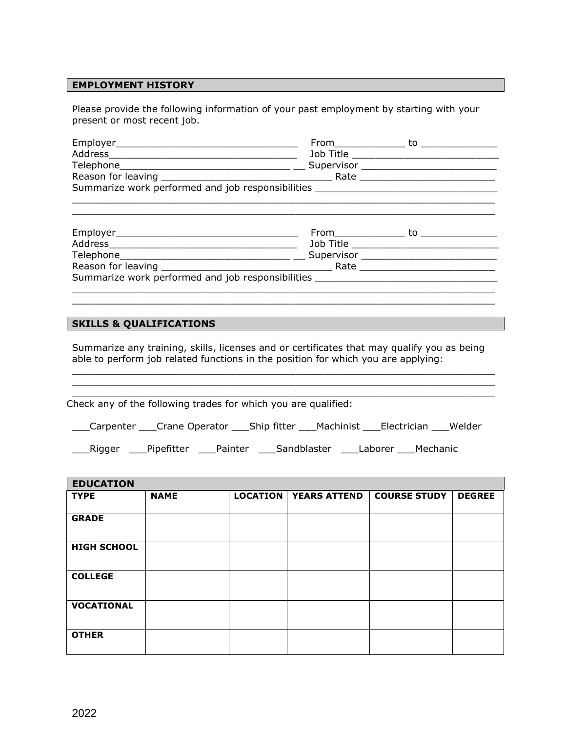## EMPLOYMENT HISTORY

Please provide the following information of your past employment by starting with your present or most recent job.

Employer_________________________________ From____________ to _____________
Address_________________________________ Job Title __________________________
Telephone______________________________ __ Supervisor ________________________
Reason for leaving ______________________________ Rate ________________________
Summarize work performed and job responsibilities ________________________________
_____________________________________________________________________________
_____________________________________________________________________________

Employer_________________________________ From____________ to _____________
Address_________________________________ Job Title __________________________
Telephone______________________________ __ Supervisor ________________________
Reason for leaving ______________________________ Rate ________________________
Summarize work performed and job responsibilities ________________________________
_____________________________________________________________________________
_____________________________________________________________________________

## SKILLS & QUALIFICATIONS

Summarize any training, skills, licenses and or certificates that may qualify you as being able to perform job related functions in the position for which you are applying:
_____________________________________________________________________________
_____________________________________________________________________________
_____________________________________________________________________________

Check any of the following trades for which you are qualified:

___Carpenter ___Crane Operator ___Ship fitter ___Machinist ___Electrician ___Welder

___Rigger ___Pipefitter ___Painter ___Sandblaster ___Laborer ___Mechanic

## EDUCATION

| TYPE | NAME | LOCATION | YEARS ATTEND | COURSE STUDY | DEGREE |
|---|---|---|---|---|---|
| GRADE | | | | | |
| HIGH SCHOOL | | | | | |
| COLLEGE | | | | | |
| VOCATIONAL | | | | | |
| OTHER | | | | | |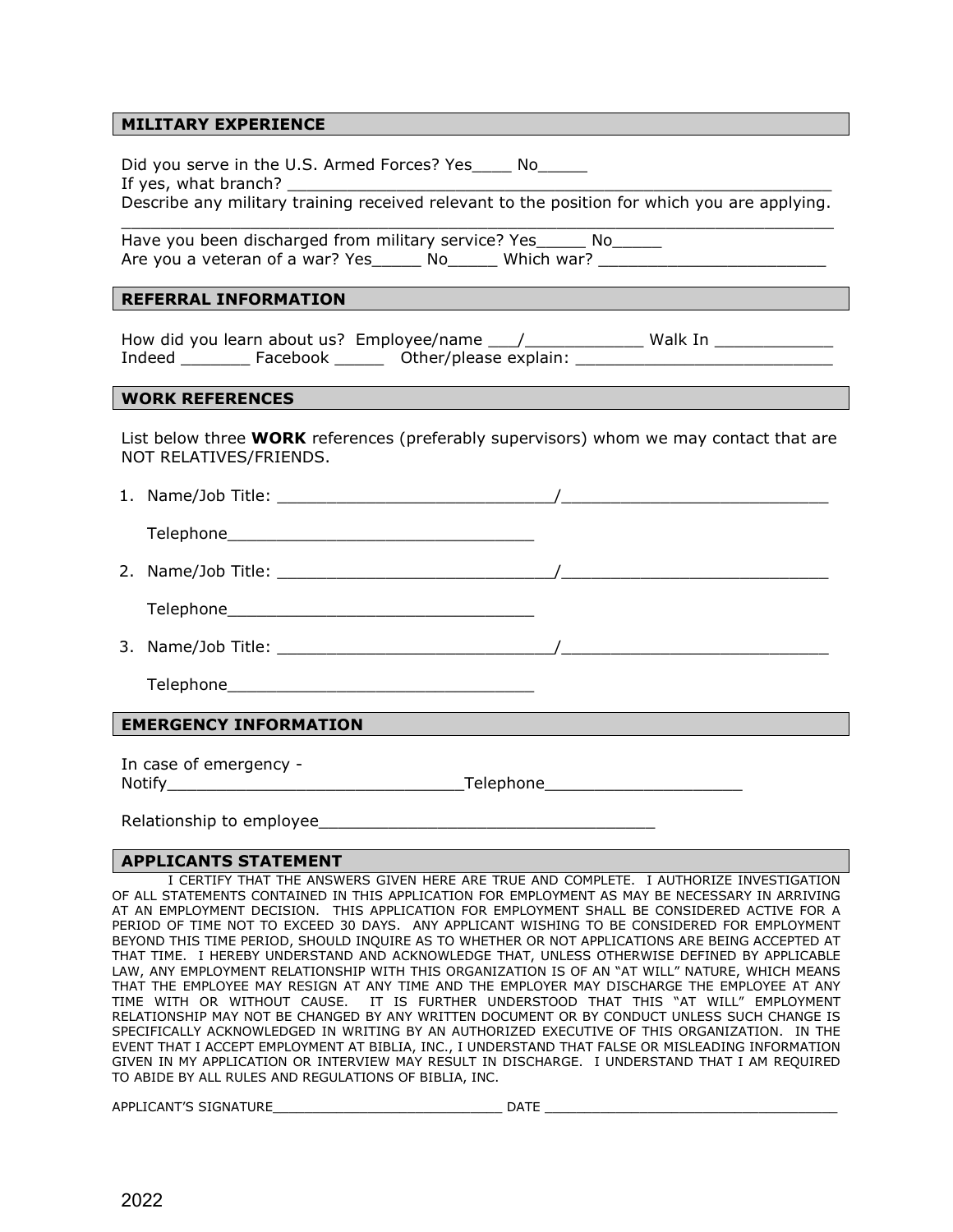## MILITARY EXPERIENCE

Did you serve in the U.S. Armed Forces? Yes____ No_____
If yes, what branch? ____________________________________________________________
Describe any military training received relevant to the position for which you are applying.
_____________________________________________________________________________
Have you been discharged from military service? Yes_____ No_____
Are you a veteran of a war? Yes_____ No_____ Which war? _______________________

## REFERRAL INFORMATION

How did you learn about us? Employee/name ___/____________ Walk In ____________
Indeed _______ Facebook _____ Other/please explain: __________________________

## WORK REFERENCES

List below three **WORK** references (preferably supervisors) whom we may contact that are NOT RELATIVES/FRIENDS.

1. Name/Job Title: ___________________________/___________________________

   Telephone______________________________

2. Name/Job Title: ___________________________/___________________________

   Telephone______________________________

3. Name/Job Title: ___________________________/___________________________

   Telephone______________________________

## EMERGENCY INFORMATION

In case of emergency -
Notify_____________________________Telephone____________________

Relationship to employee_________________________________

## APPLICANTS STATEMENT

I CERTIFY THAT THE ANSWERS GIVEN HERE ARE TRUE AND COMPLETE. I AUTHORIZE INVESTIGATION OF ALL STATEMENTS CONTAINED IN THIS APPLICATION FOR EMPLOYMENT AS MAY BE NECESSARY IN ARRIVING AT AN EMPLOYMENT DECISION. THIS APPLICATION FOR EMPLOYMENT SHALL BE CONSIDERED ACTIVE FOR A PERIOD OF TIME NOT TO EXCEED 30 DAYS. ANY APPLICANT WISHING TO BE CONSIDERED FOR EMPLOYMENT BEYOND THIS TIME PERIOD, SHOULD INQUIRE AS TO WHETHER OR NOT APPLICATIONS ARE BEING ACCEPTED AT THAT TIME. I HEREBY UNDERSTAND AND ACKNOWLEDGE THAT, UNLESS OTHERWISE DEFINED BY APPLICABLE LAW, ANY EMPLOYMENT RELATIONSHIP WITH THIS ORGANIZATION IS OF AN "AT WILL" NATURE, WHICH MEANS THAT THE EMPLOYEE MAY RESIGN AT ANY TIME AND THE EMPLOYER MAY DISCHARGE THE EMPLOYEE AT ANY TIME WITH OR WITHOUT CAUSE. IT IS FURTHER UNDERSTOOD THAT THIS "AT WILL" EMPLOYMENT RELATIONSHIP MAY NOT BE CHANGED BY ANY WRITTEN DOCUMENT OR BY CONDUCT UNLESS SUCH CHANGE IS SPECIFICALLY ACKNOWLEDGED IN WRITING BY AN AUTHORIZED EXECUTIVE OF THIS ORGANIZATION. IN THE EVENT THAT I ACCEPT EMPLOYMENT AT BIBLIA, INC., I UNDERSTAND THAT FALSE OR MISLEADING INFORMATION GIVEN IN MY APPLICATION OR INTERVIEW MAY RESULT IN DISCHARGE. I UNDERSTAND THAT I AM REQUIRED TO ABIDE BY ALL RULES AND REGULATIONS OF BIBLIA, INC.

APPLICANT'S SIGNATURE____________________________ DATE ____________________________________

2022